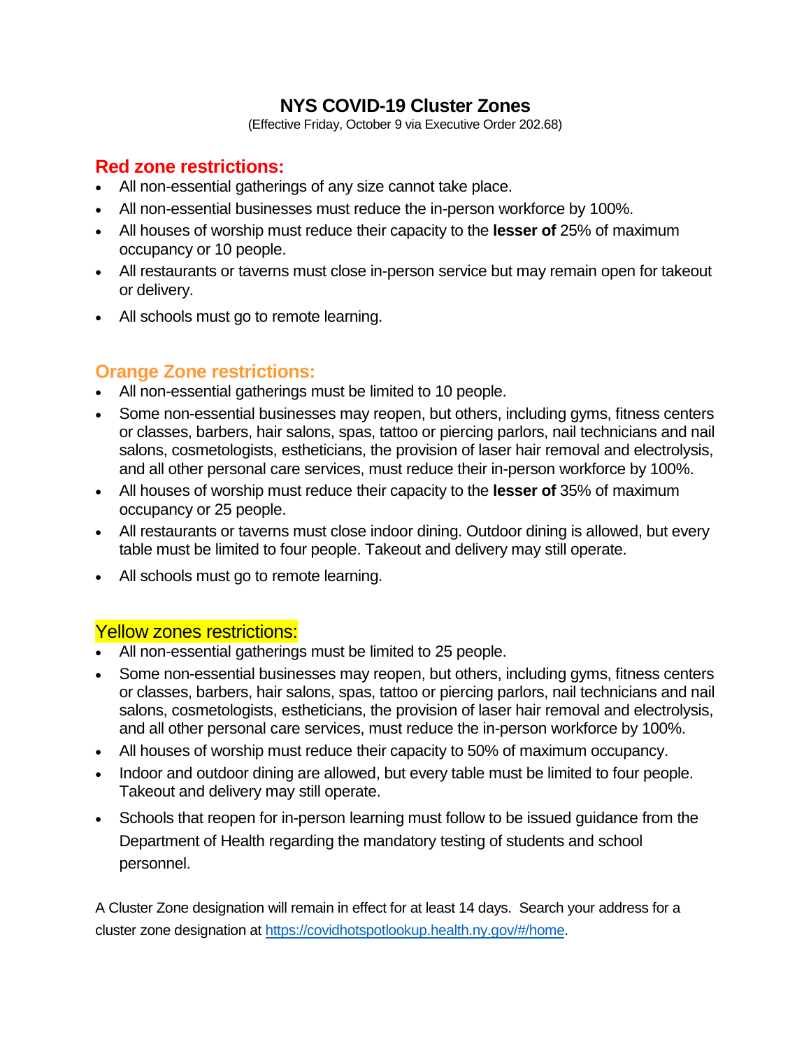# NYS COVID-19 Cluster Zones

(Effective Friday, October 9 via Executive Order 202.68)

## Red zone restrictions:

- All non-essential gatherings of any size cannot take place.
- All non-essential businesses must reduce the in-person workforce by 100%.
- All houses of worship must reduce their capacity to the **lesser of** 25% of maximum occupancy or 10 people.
- All restaurants or taverns must close in-person service but may remain open for takeout or delivery.
- All schools must go to remote learning.

## Orange Zone restrictions:

- All non-essential gatherings must be limited to 10 people.
- Some non-essential businesses may reopen, but others, including gyms, fitness centers or classes, barbers, hair salons, spas, tattoo or piercing parlors, nail technicians and nail salons, cosmetologists, estheticians, the provision of laser hair removal and electrolysis, and all other personal care services, must reduce their in-person workforce by 100%.
- All houses of worship must reduce their capacity to the **lesser of** 35% of maximum occupancy or 25 people.
- All restaurants or taverns must close indoor dining. Outdoor dining is allowed, but every table must be limited to four people. Takeout and delivery may still operate.
- All schools must go to remote learning.

## Yellow zones restrictions:

- All non-essential gatherings must be limited to 25 people.
- Some non-essential businesses may reopen, but others, including gyms, fitness centers or classes, barbers, hair salons, spas, tattoo or piercing parlors, nail technicians and nail salons, cosmetologists, estheticians, the provision of laser hair removal and electrolysis, and all other personal care services, must reduce the in-person workforce by 100%.
- All houses of worship must reduce their capacity to 50% of maximum occupancy.
- Indoor and outdoor dining are allowed, but every table must be limited to four people. Takeout and delivery may still operate.
- Schools that reopen for in-person learning must follow to be issued guidance from the Department of Health regarding the mandatory testing of students and school personnel.

A Cluster Zone designation will remain in effect for at least 14 days. Search your address for a cluster zone designation at https://covidhotspotlookup.health.ny.gov/#/home.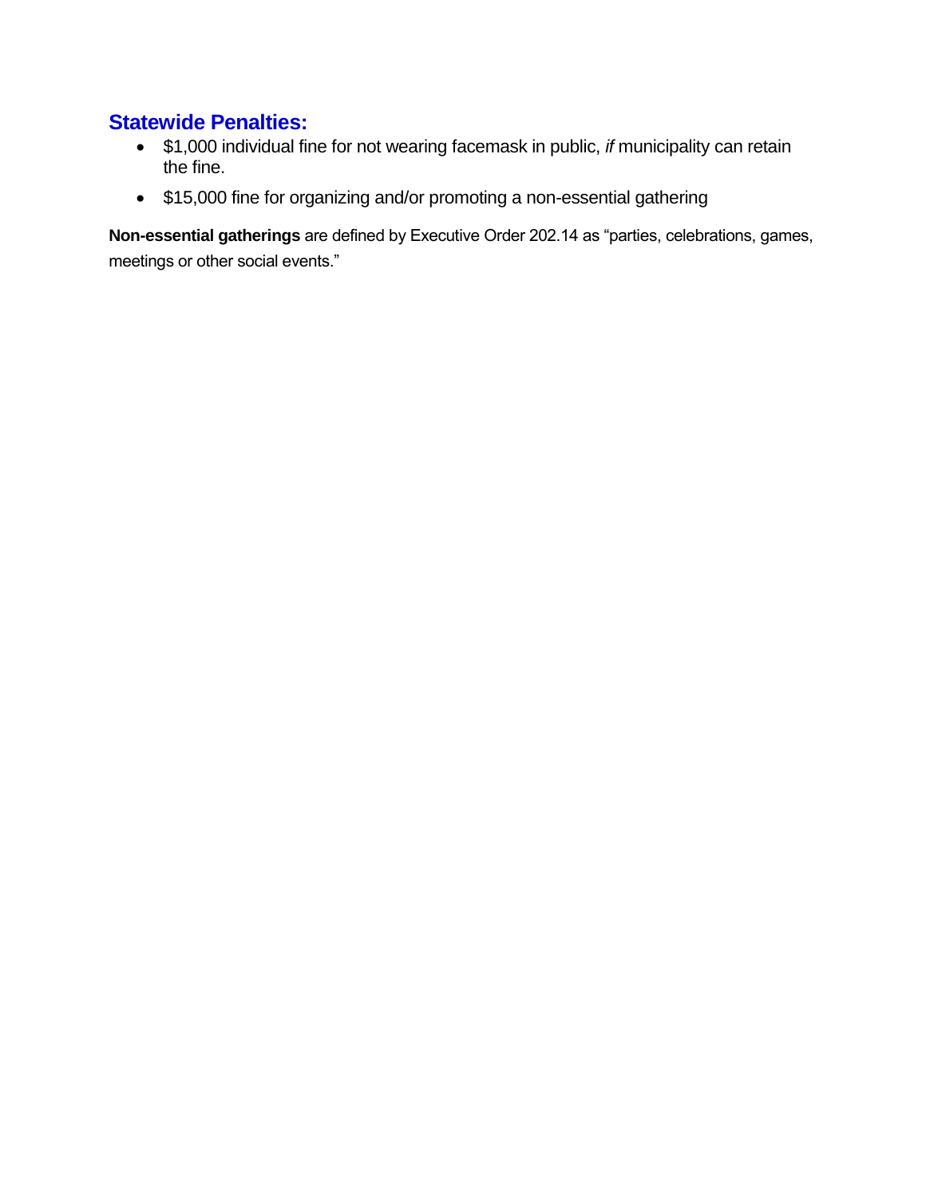## Statewide Penalties:

- $1,000 individual fine for not wearing facemask in public, *if* municipality can retain the fine.
- $15,000 fine for organizing and/or promoting a non-essential gathering

**Non-essential gatherings** are defined by Executive Order 202.14 as "parties, celebrations, games, meetings or other social events."